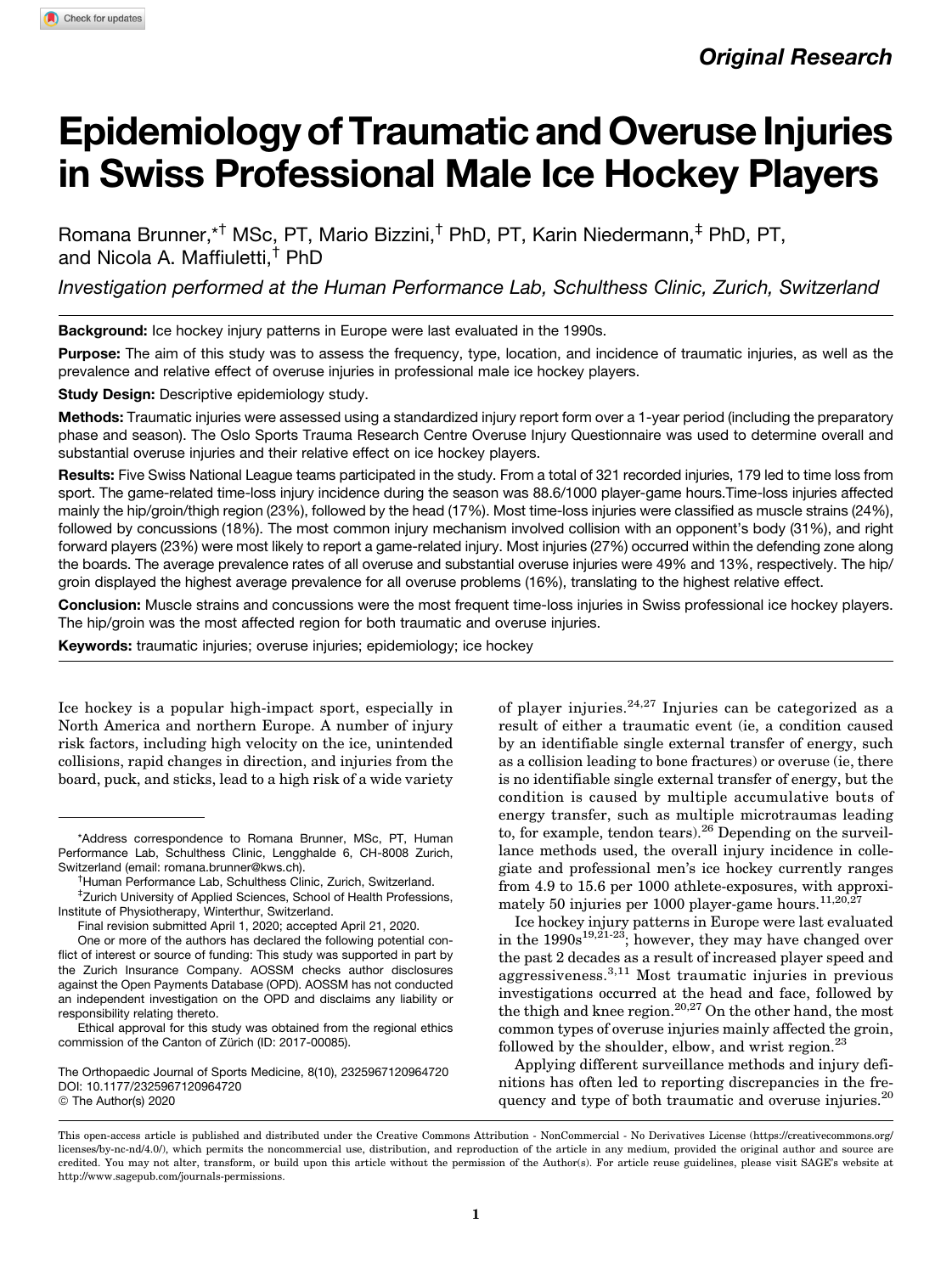Original Research

# Epidemiology of Traumatic and Overuse Injuries in Swiss Professional Male Ice Hockey Players

Romana Brunner,*† MSc, PT, Mario Bizzini,† PhD, PT, Karin Niedermann,‡ PhD, PT, and Nicola A. Maffiuletti,† PhD

*Investigation performed at the Human Performance Lab, Schulthess Clinic, Zurich, Switzerland*

**Background:** Ice hockey injury patterns in Europe were last evaluated in the 1990s.

**Purpose:** The aim of this study was to assess the frequency, type, location, and incidence of traumatic injuries, as well as the prevalence and relative effect of overuse injuries in professional male ice hockey players.

**Study Design:** Descriptive epidemiology study.

**Methods:** Traumatic injuries were assessed using a standardized injury report form over a 1-year period (including the preparatory phase and season). The Oslo Sports Trauma Research Centre Overuse Injury Questionnaire was used to determine overall and substantial overuse injuries and their relative effect on ice hockey players.

**Results:** Five Swiss National League teams participated in the study. From a total of 321 recorded injuries, 179 led to time loss from sport. The game-related time-loss injury incidence during the season was 88.6/1000 player-game hours.Time-loss injuries affected mainly the hip/groin/thigh region (23%), followed by the head (17%). Most time-loss injuries were classified as muscle strains (24%), followed by concussions (18%). The most common injury mechanism involved collision with an opponent's body (31%), and right forward players (23%) were most likely to report a game-related injury. Most injuries (27%) occurred within the defending zone along the boards. The average prevalence rates of all overuse and substantial overuse injuries were 49% and 13%, respectively. The hip/groin displayed the highest average prevalence for all overuse problems (16%), translating to the highest relative effect.

**Conclusion:** Muscle strains and concussions were the most frequent time-loss injuries in Swiss professional ice hockey players. The hip/groin was the most affected region for both traumatic and overuse injuries.

**Keywords:** traumatic injuries; overuse injuries; epidemiology; ice hockey

Ice hockey is a popular high-impact sport, especially in North America and northern Europe. A number of injury risk factors, including high velocity on the ice, unintended collisions, rapid changes in direction, and injuries from the board, puck, and sticks, lead to a high risk of a wide variety of player injuries.[24,27] Injuries can be categorized as a result of either a traumatic event (ie, a condition caused by an identifiable single external transfer of energy, such as a collision leading to bone fractures) or overuse (ie, there is no identifiable single external transfer of energy, but the condition is caused by multiple accumulative bouts of energy transfer, such as multiple microtraumas leading to, for example, tendon tears).[26] Depending on the surveillance methods used, the overall injury incidence in collegiate and professional men's ice hockey currently ranges from 4.9 to 15.6 per 1000 athlete-exposures, with approximately 50 injuries per 1000 player-game hours.[11,20,27]

Ice hockey injury patterns in Europe were last evaluated in the 1990s[19,21-23]; however, they may have changed over the past 2 decades as a result of increased player speed and aggressiveness.[3,11] Most traumatic injuries in previous investigations occurred at the head and face, followed by the thigh and knee region.[20,27] On the other hand, the most common types of overuse injuries mainly affected the groin, followed by the shoulder, elbow, and wrist region.[23]

Applying different surveillance methods and injury definitions has often led to reporting discrepancies in the frequency and type of both traumatic and overuse injuries.[20]

*Address correspondence to Romana Brunner, MSc, PT, Human Performance Lab, Schulthess Clinic, Lengghalde 6, CH-8008 Zurich, Switzerland (email: romana.brunner@kws.ch).

†Human Performance Lab, Schulthess Clinic, Zurich, Switzerland.

‡Zurich University of Applied Sciences, School of Health Professions, Institute of Physiotherapy, Winterthur, Switzerland.

Final revision submitted April 1, 2020; accepted April 21, 2020.

One or more of the authors has declared the following potential conflict of interest or source of funding: This study was supported in part by the Zurich Insurance Company. AOSSM checks author disclosures against the Open Payments Database (OPD). AOSSM has not conducted an independent investigation on the OPD and disclaims any liability or responsibility relating thereto.

Ethical approval for this study was obtained from the regional ethics commission of the Canton of Zürich (ID: 2017-00085).

The Orthopaedic Journal of Sports Medicine, 8(10), 2325967120964720
DOI: 10.1177/2325967120964720
© The Author(s) 2020

This open-access article is published and distributed under the Creative Commons Attribution - NonCommercial - No Derivatives License (https://creativecommons.org/licenses/by-nc-nd/4.0/), which permits the noncommercial use, distribution, and reproduction of the article in any medium, provided the original author and source are credited. You may not alter, transform, or build upon this article without the permission of the Author(s). For article reuse guidelines, please visit SAGE's website at http://www.sagepub.com/journals-permissions.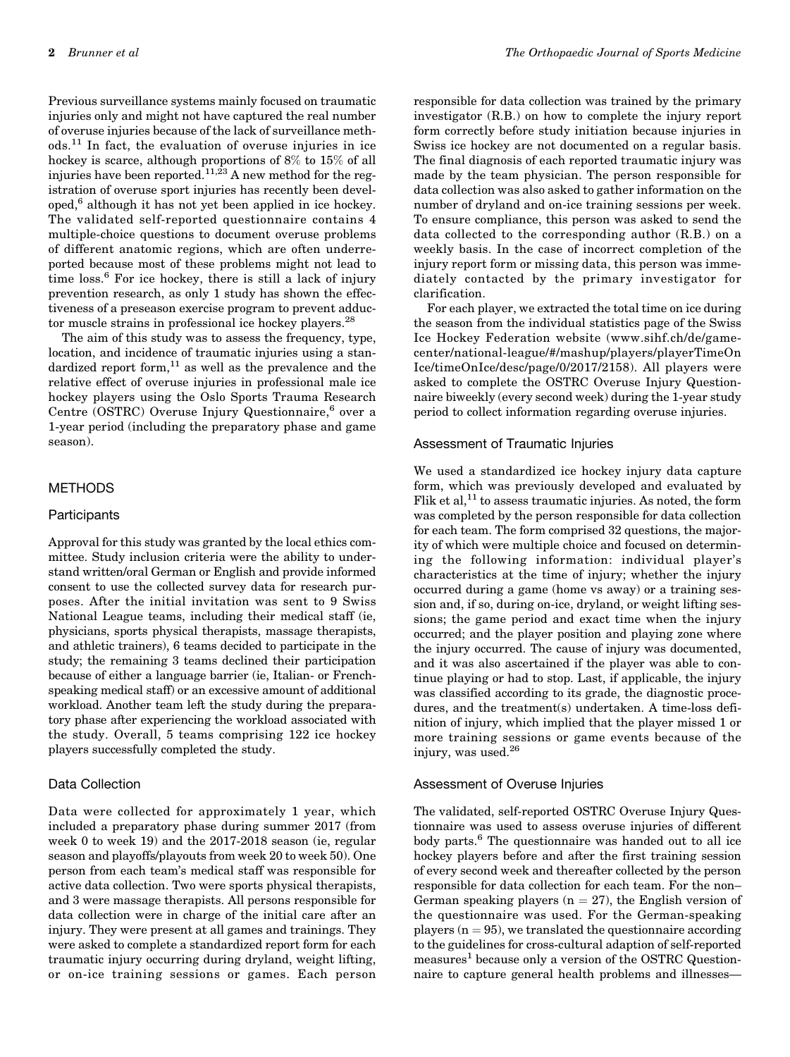Previous surveillance systems mainly focused on traumatic injuries only and might not have captured the real number of overuse injuries because of the lack of surveillance methods.[11] In fact, the evaluation of overuse injuries in ice hockey is scarce, although proportions of 8% to 15% of all injuries have been reported.[11,23] A new method for the registration of overuse sport injuries has recently been developed,[6] although it has not yet been applied in ice hockey. The validated self-reported questionnaire contains 4 multiple-choice questions to document overuse problems of different anatomic regions, which are often underreported because most of these problems might not lead to time loss.[6] For ice hockey, there is still a lack of injury prevention research, as only 1 study has shown the effectiveness of a preseason exercise program to prevent adductor muscle strains in professional ice hockey players.[28]

The aim of this study was to assess the frequency, type, location, and incidence of traumatic injuries using a standardized report form,[11] as well as the prevalence and the relative effect of overuse injuries in professional male ice hockey players using the Oslo Sports Trauma Research Centre (OSTRC) Overuse Injury Questionnaire,[6] over a 1-year period (including the preparatory phase and game season).

## METHODS

### Participants

Approval for this study was granted by the local ethics committee. Study inclusion criteria were the ability to understand written/oral German or English and provide informed consent to use the collected survey data for research purposes. After the initial invitation was sent to 9 Swiss National League teams, including their medical staff (ie, physicians, sports physical therapists, massage therapists, and athletic trainers), 6 teams decided to participate in the study; the remaining 3 teams declined their participation because of either a language barrier (ie, Italian- or French-speaking medical staff) or an excessive amount of additional workload. Another team left the study during the preparatory phase after experiencing the workload associated with the study. Overall, 5 teams comprising 122 ice hockey players successfully completed the study.

### Data Collection

Data were collected for approximately 1 year, which included a preparatory phase during summer 2017 (from week 0 to week 19) and the 2017-2018 season (ie, regular season and playoffs/playouts from week 20 to week 50). One person from each team's medical staff was responsible for active data collection. Two were sports physical therapists, and 3 were massage therapists. All persons responsible for data collection were in charge of the initial care after an injury. They were present at all games and trainings. They were asked to complete a standardized report form for each traumatic injury occurring during dryland, weight lifting, or on-ice training sessions or games. Each person responsible for data collection was trained by the primary investigator (R.B.) on how to complete the injury report form correctly before study initiation because injuries in Swiss ice hockey are not documented on a regular basis. The final diagnosis of each reported traumatic injury was made by the team physician. The person responsible for data collection was also asked to gather information on the number of dryland and on-ice training sessions per week. To ensure compliance, this person was asked to send the data collected to the corresponding author (R.B.) on a weekly basis. In the case of incorrect completion of the injury report form or missing data, this person was immediately contacted by the primary investigator for clarification.

For each player, we extracted the total time on ice during the season from the individual statistics page of the Swiss Ice Hockey Federation website (www.sihf.ch/de/game-center/national-league/#/mashup/players/playerTimeOnIce/timeOnIce/desc/page/0/2017/2158). All players were asked to complete the OSTRC Overuse Injury Questionnaire biweekly (every second week) during the 1-year study period to collect information regarding overuse injuries.

### Assessment of Traumatic Injuries

We used a standardized ice hockey injury data capture form, which was previously developed and evaluated by Flik et al,[11] to assess traumatic injuries. As noted, the form was completed by the person responsible for data collection for each team. The form comprised 32 questions, the majority of which were multiple choice and focused on determining the following information: individual player's characteristics at the time of injury; whether the injury occurred during a game (home vs away) or a training session and, if so, during on-ice, dryland, or weight lifting sessions; the game period and exact time when the injury occurred; and the player position and playing zone where the injury occurred. The cause of injury was documented, and it was also ascertained if the player was able to continue playing or had to stop. Last, if applicable, the injury was classified according to its grade, the diagnostic procedures, and the treatment(s) undertaken. A time-loss definition of injury, which implied that the player missed 1 or more training sessions or game events because of the injury, was used.[26]

### Assessment of Overuse Injuries

The validated, self-reported OSTRC Overuse Injury Questionnaire was used to assess overuse injuries of different body parts.[6] The questionnaire was handed out to all ice hockey players before and after the first training session of every second week and thereafter collected by the person responsible for data collection for each team. For the non–German speaking players (n = 27), the English version of the questionnaire was used. For the German-speaking players (n = 95), we translated the questionnaire according to the guidelines for cross-cultural adaption of self-reported measures[1] because only a version of the OSTRC Questionnaire to capture general health problems and illnesses—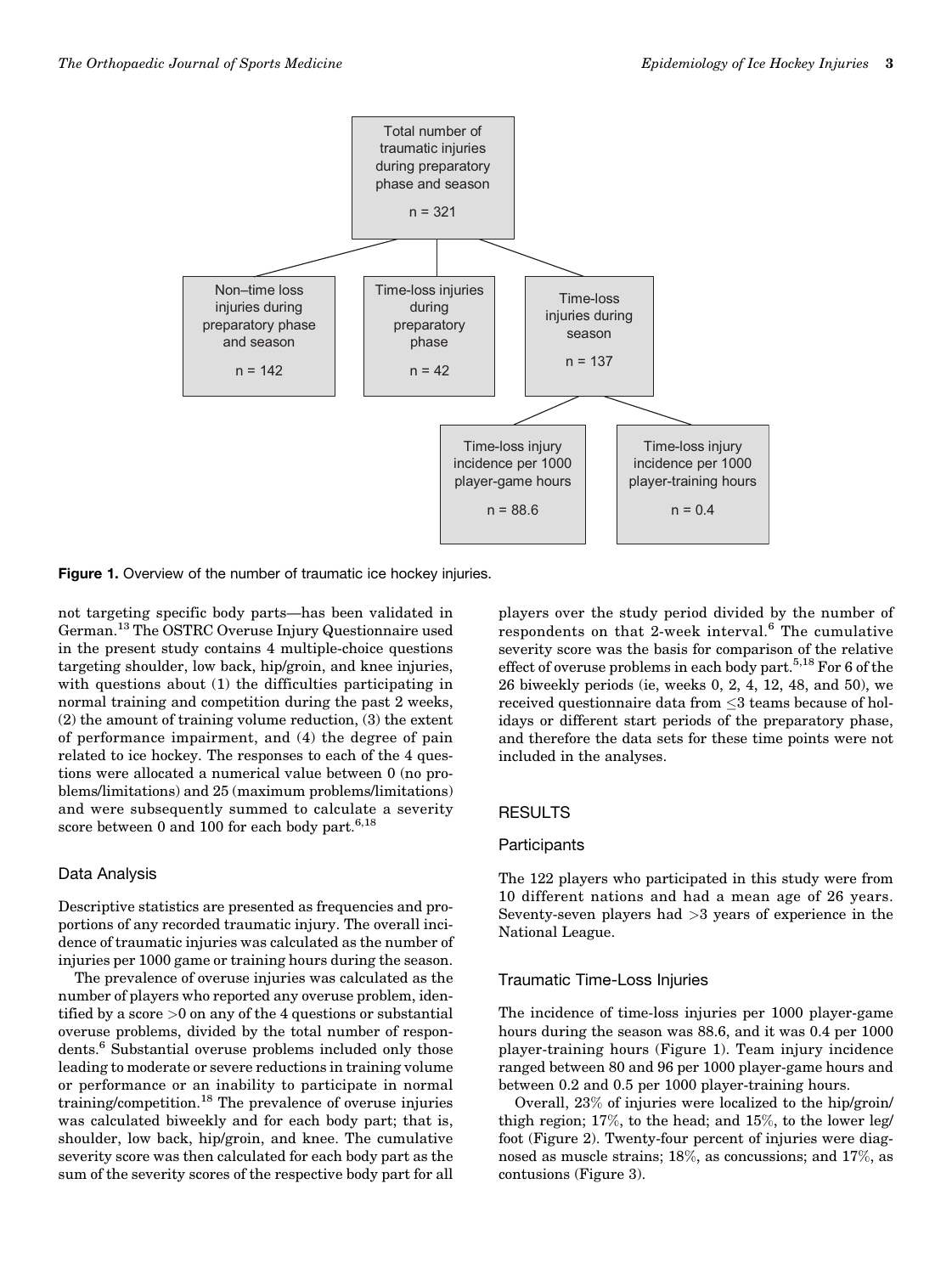Total number of traumatic injuries during preparatory phase and season

n = 321

Non–time loss injuries during preparatory phase and season

n = 142

Time-loss injuries during preparatory phase

n = 42

Time-loss injuries during season

n = 137

Time-loss injury incidence per 1000 player-game hours

n = 88.6

Time-loss injury incidence per 1000 player-training hours

n = 0.4

**Figure 1.** Overview of the number of traumatic ice hockey injuries.

not targeting specific body parts—has been validated in German.[13] The OSTRC Overuse Injury Questionnaire used in the present study contains 4 multiple-choice questions targeting shoulder, low back, hip/groin, and knee injuries, with questions about (1) the difficulties participating in normal training and competition during the past 2 weeks, (2) the amount of training volume reduction, (3) the extent of performance impairment, and (4) the degree of pain related to ice hockey. The responses to each of the 4 questions were allocated a numerical value between 0 (no problems/limitations) and 25 (maximum problems/limitations) and were subsequently summed to calculate a severity score between 0 and 100 for each body part.[6,18]

## Data Analysis

Descriptive statistics are presented as frequencies and proportions of any recorded traumatic injury. The overall incidence of traumatic injuries was calculated as the number of injuries per 1000 game or training hours during the season.

The prevalence of overuse injuries was calculated as the number of players who reported any overuse problem, identified by a score >0 on any of the 4 questions or substantial overuse problems, divided by the total number of respondents.[6] Substantial overuse problems included only those leading to moderate or severe reductions in training volume or performance or an inability to participate in normal training/competition.[18] The prevalence of overuse injuries was calculated biweekly and for each body part; that is, shoulder, low back, hip/groin, and knee. The cumulative severity score was then calculated for each body part as the sum of the severity scores of the respective body part for all players over the study period divided by the number of respondents on that 2-week interval.[6] The cumulative severity score was the basis for comparison of the relative effect of overuse problems in each body part.[5,18] For 6 of the 26 biweekly periods (ie, weeks 0, 2, 4, 12, 48, and 50), we received questionnaire data from ≤3 teams because of holidays or different start periods of the preparatory phase, and therefore the data sets for these time points were not included in the analyses.

## RESULTS

### Participants

The 122 players who participated in this study were from 10 different nations and had a mean age of 26 years. Seventy-seven players had >3 years of experience in the National League.

### Traumatic Time-Loss Injuries

The incidence of time-loss injuries per 1000 player-game hours during the season was 88.6, and it was 0.4 per 1000 player-training hours (Figure 1). Team injury incidence ranged between 80 and 96 per 1000 player-game hours and between 0.2 and 0.5 per 1000 player-training hours.

Overall, 23% of injuries were localized to the hip/groin/thigh region; 17%, to the head; and 15%, to the lower leg/foot (Figure 2). Twenty-four percent of injuries were diagnosed as muscle strains; 18%, as concussions; and 17%, as contusions (Figure 3).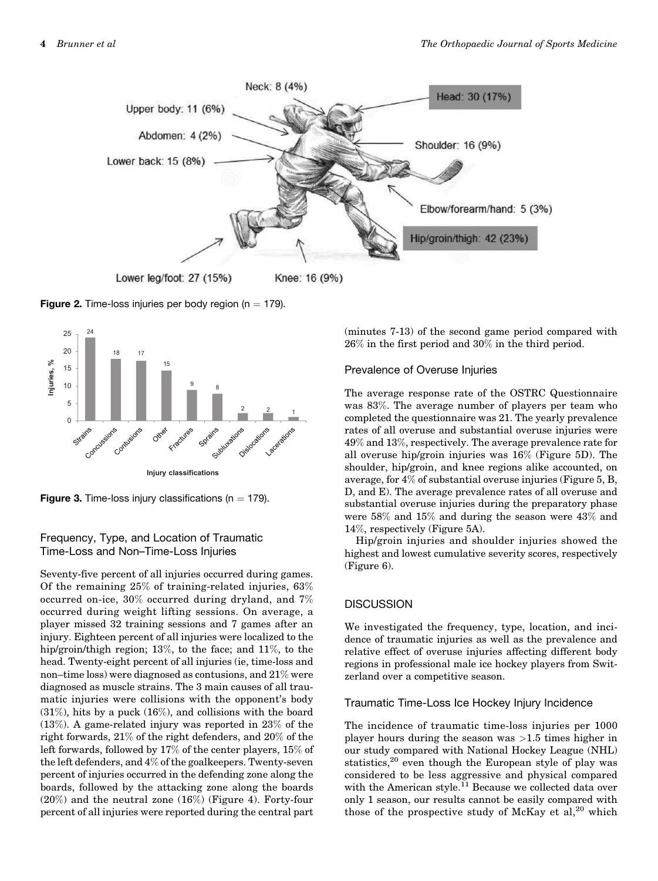Figure 2. Time-loss injuries per body region (n = 179).

Figure 3. Time-loss injury classifications (n = 179).

### Frequency, Type, and Location of Traumatic Time-Loss and Non–Time-Loss Injuries

Seventy-five percent of all injuries occurred during games. Of the remaining 25% of training-related injuries, 63% occurred on-ice, 30% occurred during dryland, and 7% occurred during weight lifting sessions. On average, a player missed 32 training sessions and 7 games after an injury. Eighteen percent of all injuries were localized to the hip/groin/thigh region; 13%, to the face; and 11%, to the head. Twenty-eight percent of all injuries (ie, time-loss and non–time loss) were diagnosed as contusions, and 21% were diagnosed as muscle strains. The 3 main causes of all traumatic injuries were collisions with the opponent's body (31%), hits by a puck (16%), and collisions with the board (13%). A game-related injury was reported in 23% of the right forwards, 21% of the right defenders, and 20% of the left forwards, followed by 17% of the center players, 15% of the left defenders, and 4% of the goalkeepers. Twenty-seven percent of injuries occurred in the defending zone along the boards, followed by the attacking zone along the boards (20%) and the neutral zone (16%) (Figure 4). Forty-four percent of all injuries were reported during the central part (minutes 7-13) of the second game period compared with 26% in the first period and 30% in the third period.

### Prevalence of Overuse Injuries

The average response rate of the OSTRC Questionnaire was 83%. The average number of players per team who completed the questionnaire was 21. The yearly prevalence rates of all overuse and substantial overuse injuries were 49% and 13%, respectively. The average prevalence rate for all overuse hip/groin injuries was 16% (Figure 5D). The shoulder, hip/groin, and knee regions alike accounted, on average, for 4% of substantial overuse injuries (Figure 5, B, D, and E). The average prevalence rates of all overuse and substantial overuse injuries during the preparatory phase were 58% and 15% and during the season were 43% and 14%, respectively (Figure 5A).

Hip/groin injuries and shoulder injuries showed the highest and lowest cumulative severity scores, respectively (Figure 6).

## DISCUSSION

We investigated the frequency, type, location, and incidence of traumatic injuries as well as the prevalence and relative effect of overuse injuries affecting different body regions in professional male ice hockey players from Switzerland over a competitive season.

### Traumatic Time-Loss Ice Hockey Injury Incidence

The incidence of traumatic time-loss injuries per 1000 player hours during the season was >1.5 times higher in our study compared with National Hockey League (NHL) statistics,[20] even though the European style of play was considered to be less aggressive and physical compared with the American style.[11] Because we collected data over only 1 season, our results cannot be easily compared with those of the prospective study of McKay et al,[20] which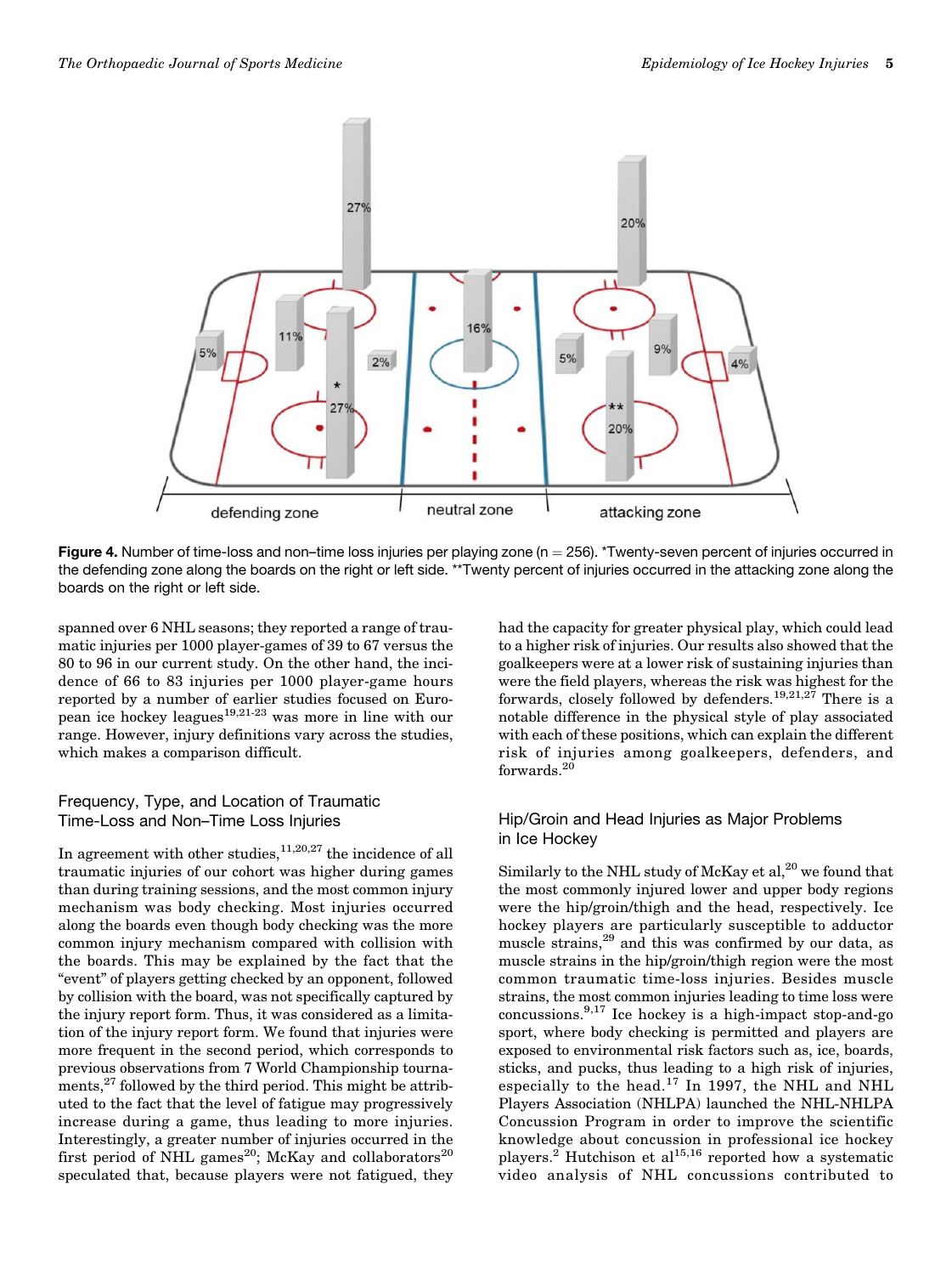**Figure 4.** Number of time-loss and non–time loss injuries per playing zone (n = 256). *Twenty-seven percent of injuries occurred in the defending zone along the boards on the right or left side. **Twenty percent of injuries occurred in the attacking zone along the boards on the right or left side.

spanned over 6 NHL seasons; they reported a range of traumatic injuries per 1000 player-games of 39 to 67 versus the 80 to 96 in our current study. On the other hand, the incidence of 66 to 83 injuries per 1000 player-game hours reported by a number of earlier studies focused on European ice hockey leagues[19,21-23] was more in line with our range. However, injury definitions vary across the studies, which makes a comparison difficult.

## Frequency, Type, and Location of Traumatic Time-Loss and Non–Time Loss Injuries

In agreement with other studies,[11,20,27] the incidence of all traumatic injuries of our cohort was higher during games than during training sessions, and the most common injury mechanism was body checking. Most injuries occurred along the boards even though body checking was the more common injury mechanism compared with collision with the boards. This may be explained by the fact that the "event" of players getting checked by an opponent, followed by collision with the board, was not specifically captured by the injury report form. Thus, it was considered as a limitation of the injury report form. We found that injuries were more frequent in the second period, which corresponds to previous observations from 7 World Championship tournaments,[27] followed by the third period. This might be attributed to the fact that the level of fatigue may progressively increase during a game, thus leading to more injuries. Interestingly, a greater number of injuries occurred in the first period of NHL games[20]; McKay and collaborators[20] speculated that, because players were not fatigued, they had the capacity for greater physical play, which could lead to a higher risk of injuries. Our results also showed that the goalkeepers were at a lower risk of sustaining injuries than were the field players, whereas the risk was highest for the forwards, closely followed by defenders.[19,21,27] There is a notable difference in the physical style of play associated with each of these positions, which can explain the different risk of injuries among goalkeepers, defenders, and forwards.[20]

## Hip/Groin and Head Injuries as Major Problems in Ice Hockey

Similarly to the NHL study of McKay et al,[20] we found that the most commonly injured lower and upper body regions were the hip/groin/thigh and the head, respectively. Ice hockey players are particularly susceptible to adductor muscle strains,[29] and this was confirmed by our data, as muscle strains in the hip/groin/thigh region were the most common traumatic time-loss injuries. Besides muscle strains, the most common injuries leading to time loss were concussions.[9,17] Ice hockey is a high-impact stop-and-go sport, where body checking is permitted and players are exposed to environmental risk factors such as, ice, boards, sticks, and pucks, thus leading to a high risk of injuries, especially to the head.[17] In 1997, the NHL and NHL Players Association (NHLPA) launched the NHL-NHLPA Concussion Program in order to improve the scientific knowledge about concussion in professional ice hockey players.[2] Hutchison et al[15,16] reported how a systematic video analysis of NHL concussions contributed to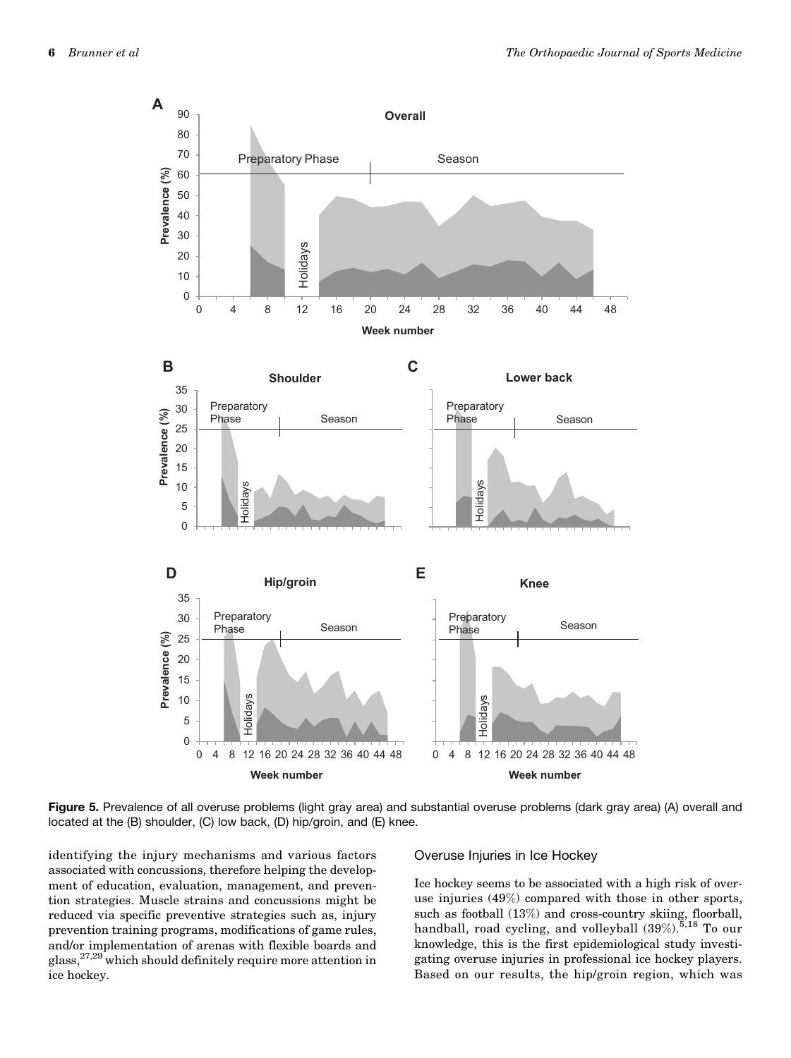**Figure 5.** Prevalence of all overuse problems (light gray area) and substantial overuse problems (dark gray area) (A) overall and located at the (B) shoulder, (C) low back, (D) hip/groin, and (E) knee.

identifying the injury mechanisms and various factors associated with concussions, therefore helping the development of education, evaluation, management, and prevention strategies. Muscle strains and concussions might be reduced via specific preventive strategies such as, injury prevention training programs, modifications of game rules, and/or implementation of arenas with flexible boards and glass,[27,29] which should definitely require more attention in ice hockey.

## Overuse Injuries in Ice Hockey

Ice hockey seems to be associated with a high risk of overuse injuries (49%) compared with those in other sports, such as football (13%) and cross-country skiing, floorball, handball, road cycling, and volleyball (39%).[5,18] To our knowledge, this is the first epidemiological study investigating overuse injuries in professional ice hockey players. Based on our results, the hip/groin region, which was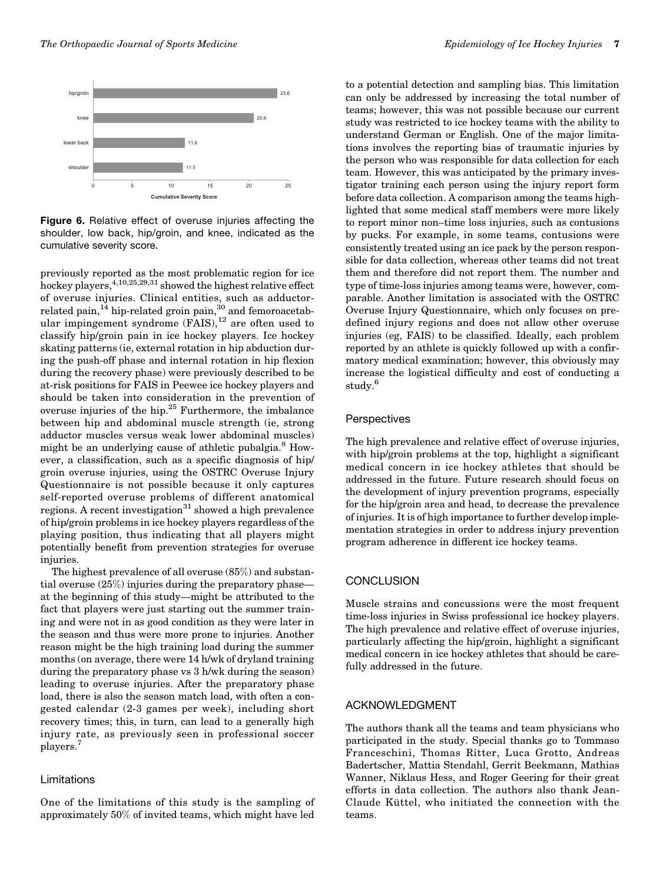**Figure 6.** Relative effect of overuse injuries affecting the shoulder, low back, hip/groin, and knee, indicated as the cumulative severity score.

previously reported as the most problematic region for ice hockey players,[4,10,25,29,31] showed the highest relative effect of overuse injuries. Clinical entities, such as adductor-related pain,[14] hip-related groin pain,[30] and femoroacetabular impingement syndrome (FAIS),[12] are often used to classify hip/groin pain in ice hockey players. Ice hockey skating patterns (ie, external rotation in hip abduction during the push-off phase and internal rotation in hip flexion during the recovery phase) were previously described to be at-risk positions for FAIS in Peewee ice hockey players and should be taken into consideration in the prevention of overuse injuries of the hip.[25] Furthermore, the imbalance between hip and abdominal muscle strength (ie, strong adductor muscles versus weak lower abdominal muscles) might be an underlying cause of athletic pubalgia.[8] However, a classification, such as a specific diagnosis of hip/groin overuse injuries, using the OSTRC Overuse Injury Questionnaire is not possible because it only captures self-reported overuse problems of different anatomical regions. A recent investigation[31] showed a high prevalence of hip/groin problems in ice hockey players regardless of the playing position, thus indicating that all players might potentially benefit from prevention strategies for overuse injuries.

The highest prevalence of all overuse (85%) and substantial overuse (25%) injuries during the preparatory phase—at the beginning of this study—might be attributed to the fact that players were just starting out the summer training and were not in as good condition as they were later in the season and thus were more prone to injuries. Another reason might be the high training load during the summer months (on average, there were 14 h/wk of dryland training during the preparatory phase vs 3 h/wk during the season) leading to overuse injuries. After the preparatory phase load, there is also the season match load, with often a congested calendar (2-3 games per week), including short recovery times; this, in turn, can lead to a generally high injury rate, as previously seen in professional soccer players.[7]

### Limitations

One of the limitations of this study is the sampling of approximately 50% of invited teams, which might have led to a potential detection and sampling bias. This limitation can only be addressed by increasing the total number of teams; however, this was not possible because our current study was restricted to ice hockey teams with the ability to understand German or English. One of the major limitations involves the reporting bias of traumatic injuries by the person who was responsible for data collection for each team. However, this was anticipated by the primary investigator training each person using the injury report form before data collection. A comparison among the teams highlighted that some medical staff members were more likely to report minor non–time loss injuries, such as contusions by pucks. For example, in some teams, contusions were consistently treated using an ice pack by the person responsible for data collection, whereas other teams did not treat them and therefore did not report them. The number and type of time-loss injuries among teams were, however, comparable. Another limitation is associated with the OSTRC Overuse Injury Questionnaire, which only focuses on predefined injury regions and does not allow other overuse injuries (eg, FAIS) to be classified. Ideally, each problem reported by an athlete is quickly followed up with a confirmatory medical examination; however, this obviously may increase the logistical difficulty and cost of conducting a study.[6]

### Perspectives

The high prevalence and relative effect of overuse injuries, with hip/groin problems at the top, highlight a significant medical concern in ice hockey athletes that should be addressed in the future. Future research should focus on the development of injury prevention programs, especially for the hip/groin area and head, to decrease the prevalence of injuries. It is of high importance to further develop implementation strategies in order to address injury prevention program adherence in different ice hockey teams.

## CONCLUSION

Muscle strains and concussions were the most frequent time-loss injuries in Swiss professional ice hockey players. The high prevalence and relative effect of overuse injuries, particularly affecting the hip/groin, highlight a significant medical concern in ice hockey athletes that should be carefully addressed in the future.

## ACKNOWLEDGMENT

The authors thank all the teams and team physicians who participated in the study. Special thanks go to Tommaso Franceschini, Thomas Ritter, Luca Grotto, Andreas Badertscher, Mattia Stendahl, Gerrit Beekmann, Mathias Wanner, Niklaus Hess, and Roger Geering for their great efforts in data collection. The authors also thank Jean-Claude Küttel, who initiated the connection with the teams.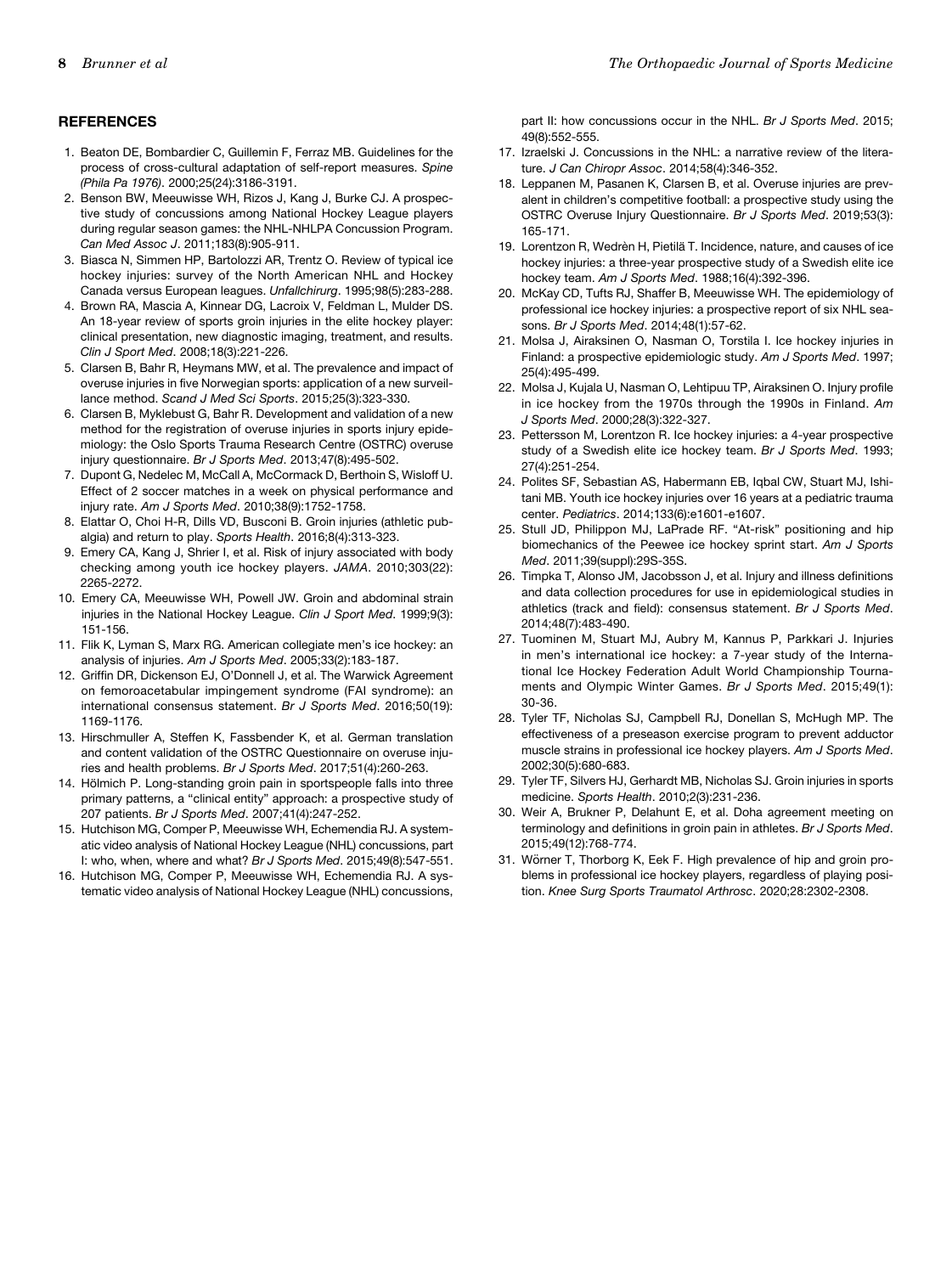## REFERENCES

1. Beaton DE, Bombardier C, Guillemin F, Ferraz MB. Guidelines for the process of cross-cultural adaptation of self-report measures. *Spine (Phila Pa 1976)*. 2000;25(24):3186-3191.
2. Benson BW, Meeuwisse WH, Rizos J, Kang J, Burke CJ. A prospective study of concussions among National Hockey League players during regular season games: the NHL-NHLPA Concussion Program. *Can Med Assoc J*. 2011;183(8):905-911.
3. Biasca N, Simmen HP, Bartolozzi AR, Trentz O. Review of typical ice hockey injuries: survey of the North American NHL and Hockey Canada versus European leagues. *Unfallchirurg*. 1995;98(5):283-288.
4. Brown RA, Mascia A, Kinnear DG, Lacroix V, Feldman L, Mulder DS. An 18-year review of sports groin injuries in the elite hockey player: clinical presentation, new diagnostic imaging, treatment, and results. *Clin J Sport Med*. 2008;18(3):221-226.
5. Clarsen B, Bahr R, Heymans MW, et al. The prevalence and impact of overuse injuries in five Norwegian sports: application of a new surveillance method. *Scand J Med Sci Sports*. 2015;25(3):323-330.
6. Clarsen B, Myklebust G, Bahr R. Development and validation of a new method for the registration of overuse injuries in sports injury epidemiology: the Oslo Sports Trauma Research Centre (OSTRC) overuse injury questionnaire. *Br J Sports Med*. 2013;47(8):495-502.
7. Dupont G, Nedelec M, McCall A, McCormack D, Berthoin S, Wisloff U. Effect of 2 soccer matches in a week on physical performance and injury rate. *Am J Sports Med*. 2010;38(9):1752-1758.
8. Elattar O, Choi H-R, Dills VD, Busconi B. Groin injuries (athletic pubalgia) and return to play. *Sports Health*. 2016;8(4):313-323.
9. Emery CA, Kang J, Shrier I, et al. Risk of injury associated with body checking among youth ice hockey players. *JAMA*. 2010;303(22): 2265-2272.
10. Emery CA, Meeuwisse WH, Powell JW. Groin and abdominal strain injuries in the National Hockey League. *Clin J Sport Med*. 1999;9(3): 151-156.
11. Flik K, Lyman S, Marx RG. American collegiate men's ice hockey: an analysis of injuries. *Am J Sports Med*. 2005;33(2):183-187.
12. Griffin DR, Dickenson EJ, O'Donnell J, et al. The Warwick Agreement on femoroacetabular impingement syndrome (FAI syndrome): an international consensus statement. *Br J Sports Med*. 2016;50(19): 1169-1176.
13. Hirschmuller A, Steffen K, Fassbender K, et al. German translation and content validation of the OSTRC Questionnaire on overuse injuries and health problems. *Br J Sports Med*. 2017;51(4):260-263.
14. Hölmich P. Long-standing groin pain in sportspeople falls into three primary patterns, a "clinical entity" approach: a prospective study of 207 patients. *Br J Sports Med*. 2007;41(4):247-252.
15. Hutchison MG, Comper P, Meeuwisse WH, Echemendia RJ. A systematic video analysis of National Hockey League (NHL) concussions, part I: who, when, where and what? *Br J Sports Med*. 2015;49(8):547-551.
16. Hutchison MG, Comper P, Meeuwisse WH, Echemendia RJ. A systematic video analysis of National Hockey League (NHL) concussions, part II: how concussions occur in the NHL. *Br J Sports Med*. 2015; 49(8):552-555.
17. Izraelski J. Concussions in the NHL: a narrative review of the literature. *J Can Chiropr Assoc*. 2014;58(4):346-352.
18. Leppanen M, Pasanen K, Clarsen B, et al. Overuse injuries are prevalent in children's competitive football: a prospective study using the OSTRC Overuse Injury Questionnaire. *Br J Sports Med*. 2019;53(3): 165-171.
19. Lorentzon R, Wedrèn H, Pietilä T. Incidence, nature, and causes of ice hockey injuries: a three-year prospective study of a Swedish elite ice hockey team. *Am J Sports Med*. 1988;16(4):392-396.
20. McKay CD, Tufts RJ, Shaffer B, Meeuwisse WH. The epidemiology of professional ice hockey injuries: a prospective report of six NHL seasons. *Br J Sports Med*. 2014;48(1):57-62.
21. Molsa J, Airaksinen O, Nasman O, Torstila I. Ice hockey injuries in Finland: a prospective epidemiologic study. *Am J Sports Med*. 1997; 25(4):495-499.
22. Molsa J, Kujala U, Nasman O, Lehtipuu TP, Airaksinen O. Injury profile in ice hockey from the 1970s through the 1990s in Finland. *Am J Sports Med*. 2000;28(3):322-327.
23. Pettersson M, Lorentzon R. Ice hockey injuries: a 4-year prospective study of a Swedish elite ice hockey team. *Br J Sports Med*. 1993; 27(4):251-254.
24. Polites SF, Sebastian AS, Habermann EB, Iqbal CW, Stuart MJ, Ishitani MB. Youth ice hockey injuries over 16 years at a pediatric trauma center. *Pediatrics*. 2014;133(6):e1601-e1607.
25. Stull JD, Philippon MJ, LaPrade RF. "At-risk" positioning and hip biomechanics of the Peewee ice hockey sprint start. *Am J Sports Med*. 2011;39(suppl):29S-35S.
26. Timpka T, Alonso JM, Jacobsson J, et al. Injury and illness definitions and data collection procedures for use in epidemiological studies in athletics (track and field): consensus statement. *Br J Sports Med*. 2014;48(7):483-490.
27. Tuominen M, Stuart MJ, Aubry M, Kannus P, Parkkari J. Injuries in men's international ice hockey: a 7-year study of the International Ice Hockey Federation Adult World Championship Tournaments and Olympic Winter Games. *Br J Sports Med*. 2015;49(1): 30-36.
28. Tyler TF, Nicholas SJ, Campbell RJ, Donellan S, McHugh MP. The effectiveness of a preseason exercise program to prevent adductor muscle strains in professional ice hockey players. *Am J Sports Med*. 2002;30(5):680-683.
29. Tyler TF, Silvers HJ, Gerhardt MB, Nicholas SJ. Groin injuries in sports medicine. *Sports Health*. 2010;2(3):231-236.
30. Weir A, Brukner P, Delahunt E, et al. Doha agreement meeting on terminology and definitions in groin pain in athletes. *Br J Sports Med*. 2015;49(12):768-774.
31. Wörner T, Thorborg K, Eek F. High prevalence of hip and groin problems in professional ice hockey players, regardless of playing position. *Knee Surg Sports Traumatol Arthrosc*. 2020;28:2302-2308.